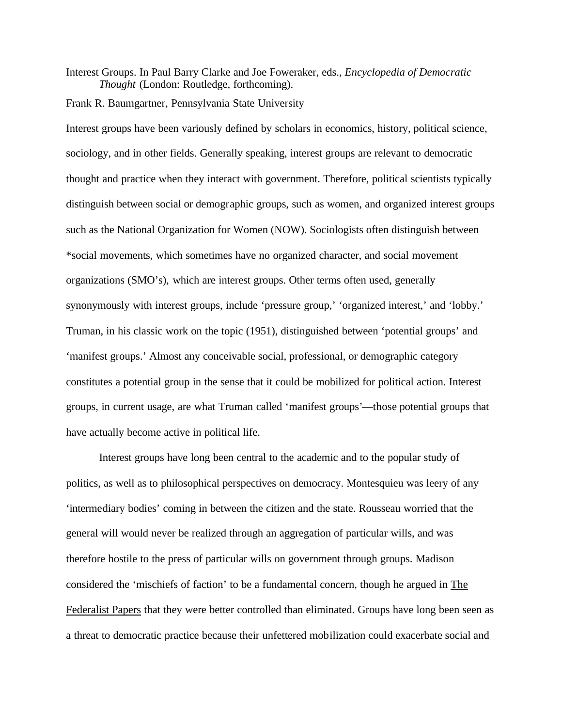Interest Groups. In Paul Barry Clarke and Joe Foweraker, eds., *Encyclopedia of Democratic Thought* (London: Routledge, forthcoming).

Frank R. Baumgartner, Pennsylvania State University

Interest groups have been variously defined by scholars in economics, history, political science, sociology, and in other fields. Generally speaking, interest groups are relevant to democratic thought and practice when they interact with government. Therefore, political scientists typically distinguish between social or demographic groups, such as women, and organized interest groups such as the National Organization for Women (NOW). Sociologists often distinguish between *social movements, which sometimes have no organized character, and social movement organizations (SMO's), which are interest groups. Other terms often used, generally synonymously with interest groups, include 'pressure group,' 'organized interest,' and 'lobby.' Truman, in his classic work on the topic (1951), distinguished between 'potential groups' and 'manifest groups.' Almost any conceivable social, professional, or demographic category constitutes a potential group in the sense that it could be mobilized for political action. Interest groups, in current usage, are what Truman called 'manifest groups'—those potential groups that have actually become active in political life.

Interest groups have long been central to the academic and to the popular study of politics, as well as to philosophical perspectives on democracy. Montesquieu was leery of any 'intermediary bodies' coming in between the citizen and the state. Rousseau worried that the general will would never be realized through an aggregation of particular wills, and was therefore hostile to the press of particular wills on government through groups. Madison considered the 'mischiefs of faction' to be a fundamental concern, though he argued in The Federalist Papers that they were better controlled than eliminated. Groups have long been seen as a threat to democratic practice because their unfettered mobilization could exacerbate social and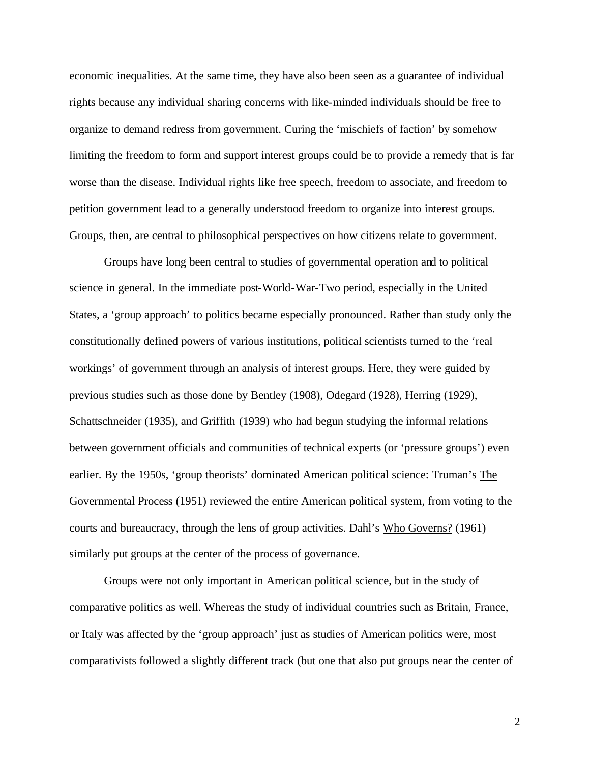economic inequalities. At the same time, they have also been seen as a guarantee of individual rights because any individual sharing concerns with like-minded individuals should be free to organize to demand redress from government. Curing the 'mischiefs of faction' by somehow limiting the freedom to form and support interest groups could be to provide a remedy that is far worse than the disease. Individual rights like free speech, freedom to associate, and freedom to petition government lead to a generally understood freedom to organize into interest groups. Groups, then, are central to philosophical perspectives on how citizens relate to government.

Groups have long been central to studies of governmental operation and to political science in general. In the immediate post-World-War-Two period, especially in the United States, a 'group approach' to politics became especially pronounced. Rather than study only the constitutionally defined powers of various institutions, political scientists turned to the 'real workings' of government through an analysis of interest groups. Here, they were guided by previous studies such as those done by Bentley (1908), Odegard (1928), Herring (1929), Schattschneider (1935), and Griffith (1939) who had begun studying the informal relations between government officials and communities of technical experts (or 'pressure groups') even earlier. By the 1950s, 'group theorists' dominated American political science: Truman's The Governmental Process (1951) reviewed the entire American political system, from voting to the courts and bureaucracy, through the lens of group activities. Dahl's Who Governs? (1961) similarly put groups at the center of the process of governance.

Groups were not only important in American political science, but in the study of comparative politics as well. Whereas the study of individual countries such as Britain, France, or Italy was affected by the 'group approach' just as studies of American politics were, most comparativists followed a slightly different track (but one that also put groups near the center of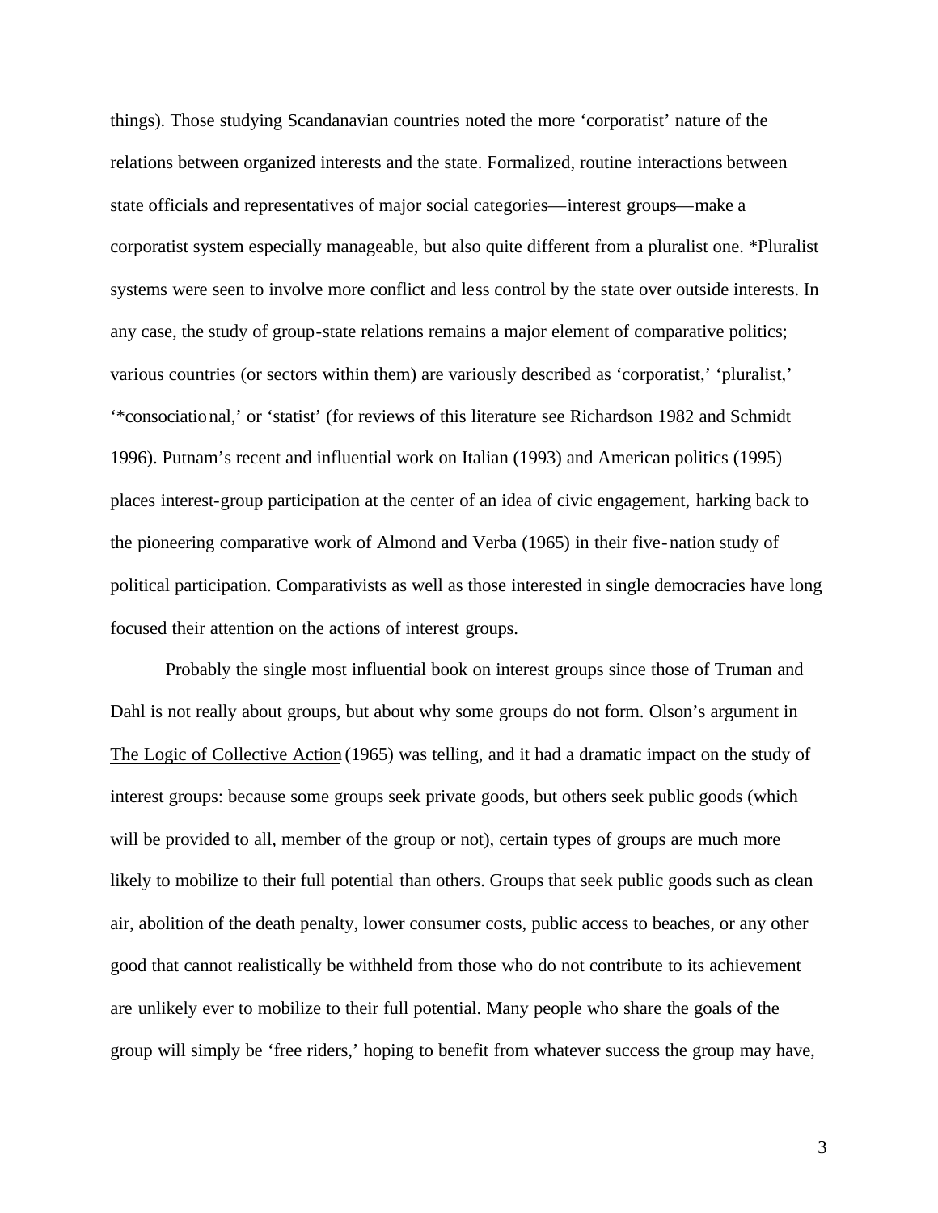things). Those studying Scandanavian countries noted the more 'corporatist' nature of the relations between organized interests and the state. Formalized, routine interactions between state officials and representatives of major social categories—interest groups—make a corporatist system especially manageable, but also quite different from a pluralist one. *Pluralist systems were seen to involve more conflict and less control by the state over outside interests. In any case, the study of group-state relations remains a major element of comparative politics; various countries (or sectors within them) are variously described as 'corporatist,' 'pluralist,' '*consociational,' or 'statist' (for reviews of this literature see Richardson 1982 and Schmidt 1996). Putnam's recent and influential work on Italian (1993) and American politics (1995) places interest-group participation at the center of an idea of civic engagement, harking back to the pioneering comparative work of Almond and Verba (1965) in their five-nation study of political participation. Comparativists as well as those interested in single democracies have long focused their attention on the actions of interest groups.

Probably the single most influential book on interest groups since those of Truman and Dahl is not really about groups, but about why some groups do not form. Olson's argument in The Logic of Collective Action (1965) was telling, and it had a dramatic impact on the study of interest groups: because some groups seek private goods, but others seek public goods (which will be provided to all, member of the group or not), certain types of groups are much more likely to mobilize to their full potential than others. Groups that seek public goods such as clean air, abolition of the death penalty, lower consumer costs, public access to beaches, or any other good that cannot realistically be withheld from those who do not contribute to its achievement are unlikely ever to mobilize to their full potential. Many people who share the goals of the group will simply be 'free riders,' hoping to benefit from whatever success the group may have,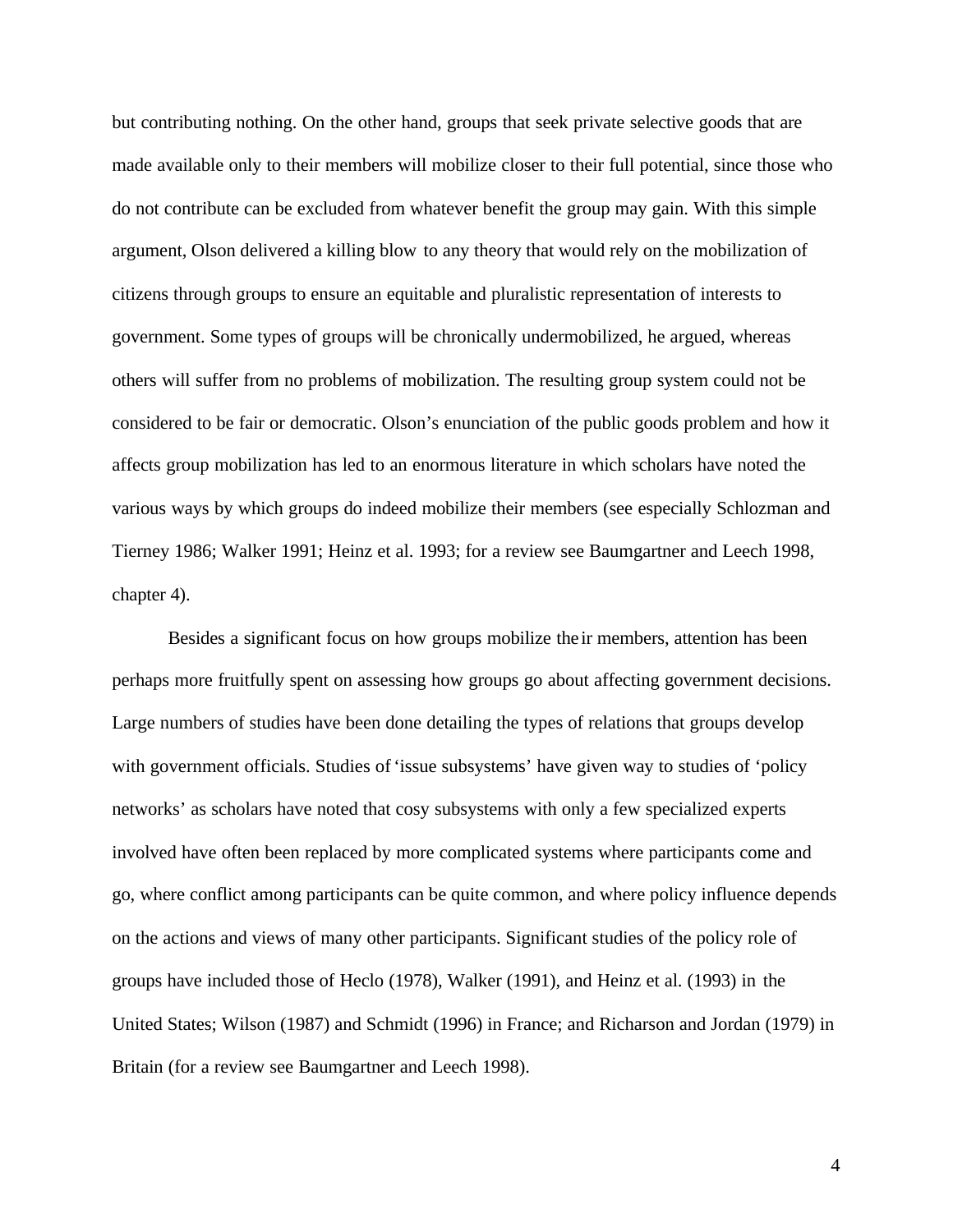but contributing nothing. On the other hand, groups that seek private selective goods that are made available only to their members will mobilize closer to their full potential, since those who do not contribute can be excluded from whatever benefit the group may gain. With this simple argument, Olson delivered a killing blow to any theory that would rely on the mobilization of citizens through groups to ensure an equitable and pluralistic representation of interests to government. Some types of groups will be chronically undermobilized, he argued, whereas others will suffer from no problems of mobilization. The resulting group system could not be considered to be fair or democratic. Olson's enunciation of the public goods problem and how it affects group mobilization has led to an enormous literature in which scholars have noted the various ways by which groups do indeed mobilize their members (see especially Schlozman and Tierney 1986; Walker 1991; Heinz et al. 1993; for a review see Baumgartner and Leech 1998, chapter 4).

Besides a significant focus on how groups mobilize their members, attention has been perhaps more fruitfully spent on assessing how groups go about affecting government decisions. Large numbers of studies have been done detailing the types of relations that groups develop with government officials. Studies of 'issue subsystems' have given way to studies of 'policy networks' as scholars have noted that cosy subsystems with only a few specialized experts involved have often been replaced by more complicated systems where participants come and go, where conflict among participants can be quite common, and where policy influence depends on the actions and views of many other participants. Significant studies of the policy role of groups have included those of Heclo (1978), Walker (1991), and Heinz et al. (1993) in the United States; Wilson (1987) and Schmidt (1996) in France; and Richarson and Jordan (1979) in Britain (for a review see Baumgartner and Leech 1998).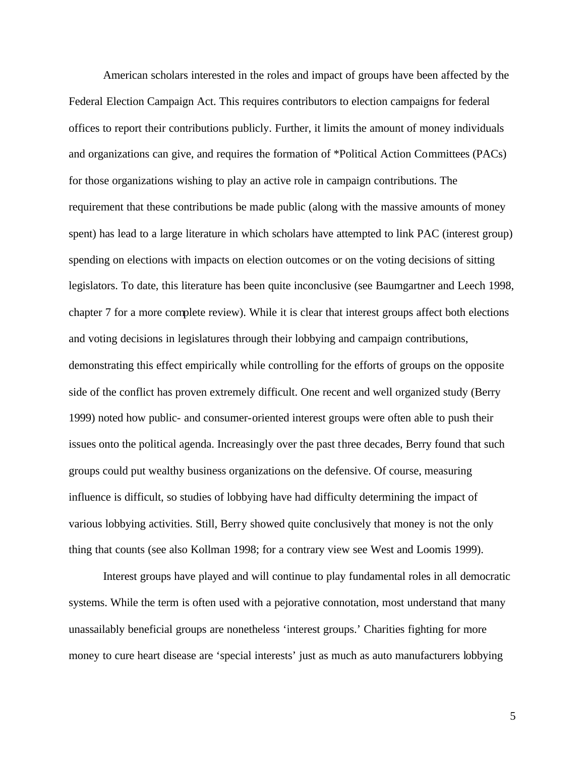American scholars interested in the roles and impact of groups have been affected by the Federal Election Campaign Act. This requires contributors to election campaigns for federal offices to report their contributions publicly. Further, it limits the amount of money individuals and organizations can give, and requires the formation of *Political Action Committees (PACs) for those organizations wishing to play an active role in campaign contributions. The requirement that these contributions be made public (along with the massive amounts of money spent) has lead to a large literature in which scholars have attempted to link PAC (interest group) spending on elections with impacts on election outcomes or on the voting decisions of sitting legislators. To date, this literature has been quite inconclusive (see Baumgartner and Leech 1998, chapter 7 for a more complete review). While it is clear that interest groups affect both elections and voting decisions in legislatures through their lobbying and campaign contributions, demonstrating this effect empirically while controlling for the efforts of groups on the opposite side of the conflict has proven extremely difficult. One recent and well organized study (Berry 1999) noted how public- and consumer-oriented interest groups were often able to push their issues onto the political agenda. Increasingly over the past three decades, Berry found that such groups could put wealthy business organizations on the defensive. Of course, measuring influence is difficult, so studies of lobbying have had difficulty determining the impact of various lobbying activities. Still, Berry showed quite conclusively that money is not the only thing that counts (see also Kollman 1998; for a contrary view see West and Loomis 1999).

Interest groups have played and will continue to play fundamental roles in all democratic systems. While the term is often used with a pejorative connotation, most understand that many unassailably beneficial groups are nonetheless 'interest groups.' Charities fighting for more money to cure heart disease are 'special interests' just as much as auto manufacturers lobbying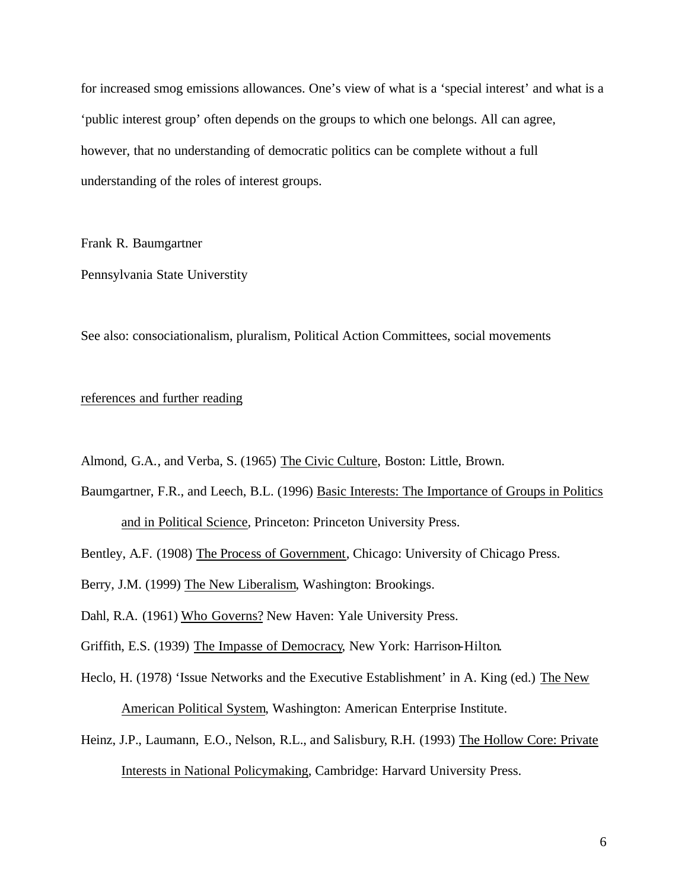for increased smog emissions allowances. One's view of what is a 'special interest' and what is a 'public interest group' often depends on the groups to which one belongs. All can agree, however, that no understanding of democratic politics can be complete without a full understanding of the roles of interest groups.

Frank R. Baumgartner

Pennsylvania State Universtity

See also: consociationalism, pluralism, Political Action Committees, social movements

## references and further reading

Almond, G.A., and Verba, S. (1965) The Civic Culture, Boston: Little, Brown.

Baumgartner, F.R., and Leech, B.L. (1996) Basic Interests: The Importance of Groups in Politics and in Political Science, Princeton: Princeton University Press.

Bentley, A.F. (1908) The Process of Government, Chicago: University of Chicago Press.

Berry, J.M. (1999) The New Liberalism, Washington: Brookings.

Dahl, R.A. (1961) Who Governs? New Haven: Yale University Press.

Griffith, E.S. (1939) The Impasse of Democracy, New York: Harrison-Hilton.

Heclo, H. (1978) 'Issue Networks and the Executive Establishment' in A. King (ed.) The New American Political System, Washington: American Enterprise Institute.

Heinz, J.P., Laumann, E.O., Nelson, R.L., and Salisbury, R.H. (1993) The Hollow Core: Private Interests in National Policymaking, Cambridge: Harvard University Press.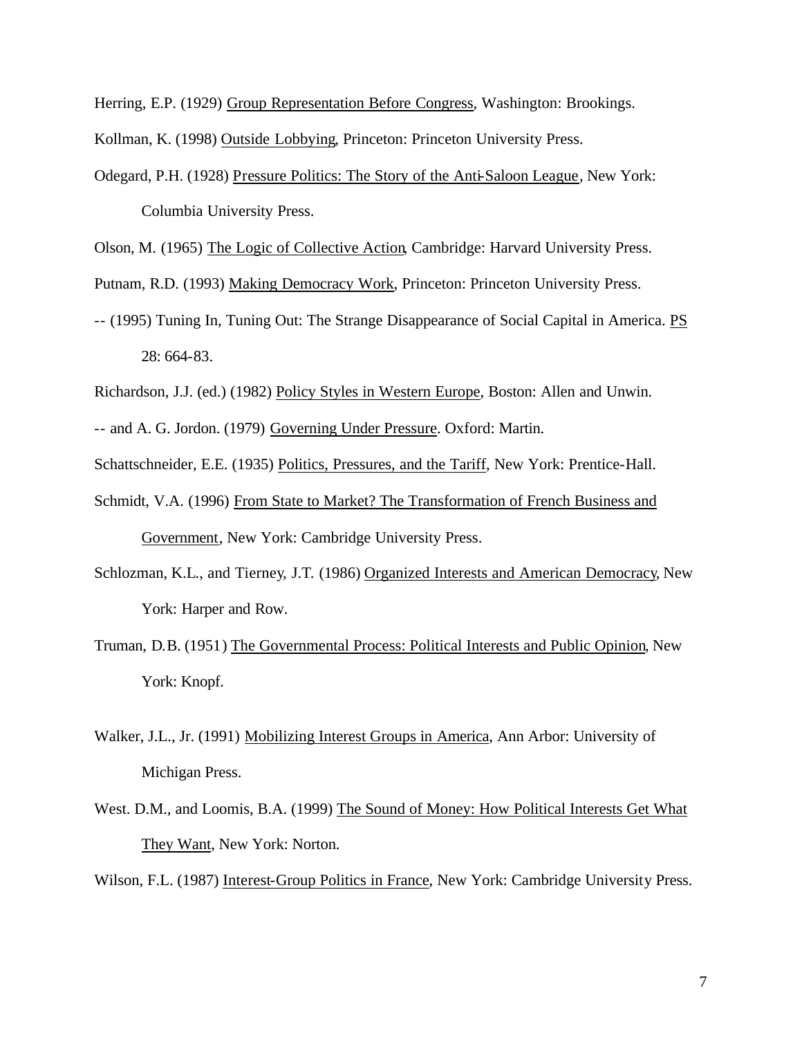Herring, E.P. (1929) Group Representation Before Congress, Washington: Brookings.

Kollman, K. (1998) Outside Lobbying, Princeton: Princeton University Press.

Odegard, P.H. (1928) Pressure Politics: The Story of the Anti-Saloon League, New York: Columbia University Press.

Olson, M. (1965) The Logic of Collective Action, Cambridge: Harvard University Press.

Putnam, R.D. (1993) Making Democracy Work, Princeton: Princeton University Press.

-- (1995) Tuning In, Tuning Out: The Strange Disappearance of Social Capital in America. PS 28: 664-83.

Richardson, J.J. (ed.) (1982) Policy Styles in Western Europe, Boston: Allen and Unwin.

-- and A. G. Jordon. (1979) Governing Under Pressure. Oxford: Martin.

Schattschneider, E.E. (1935) Politics, Pressures, and the Tariff, New York: Prentice-Hall.

Schmidt, V.A. (1996) From State to Market? The Transformation of French Business and Government, New York: Cambridge University Press.

Schlozman, K.L., and Tierney, J.T. (1986) Organized Interests and American Democracy, New York: Harper and Row.

Truman, D.B. (1951) The Governmental Process: Political Interests and Public Opinion, New York: Knopf.

Walker, J.L., Jr. (1991) Mobilizing Interest Groups in America, Ann Arbor: University of Michigan Press.

West. D.M., and Loomis, B.A. (1999) The Sound of Money: How Political Interests Get What They Want, New York: Norton.

Wilson, F.L. (1987) Interest-Group Politics in France, New York: Cambridge University Press.